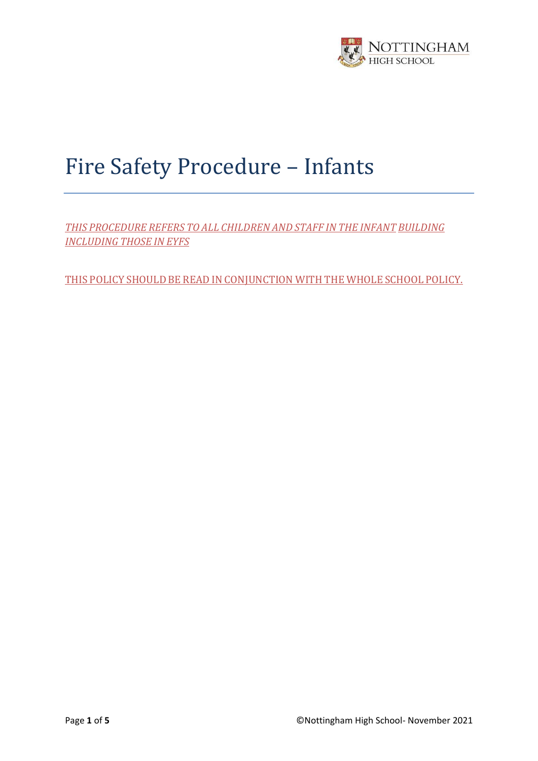# Fire Safety Procedure – Infants

*THIS PROCEDURE REFERS TO ALL CHILDREN AND STAFF IN THE INFANT BUILDING INCLUDING THOSE IN EYFS*

THIS POLICY SHOULD BE READ IN CONJUNCTION WITH THE WHOLE SCHOOL POLICY.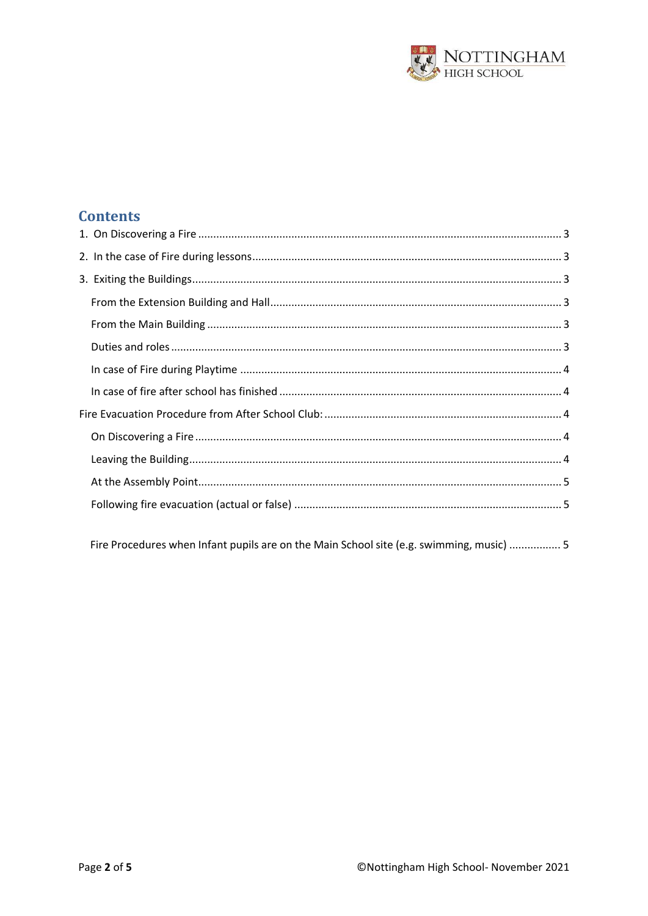## Contents

1. On Discovering a Fire ........................................................................................................................ 3
2. In the case of Fire during lessons ...................................................................................................... 3
3. Exiting the Buildings.......................................................................................................................... 3
    - From the Extension Building and Hall................................................................................................ 3
    - From the Main Building .................................................................................................................... 3
    - Duties and roles ................................................................................................................................ 3
    - In case of Fire during Playtime .......................................................................................................... 4
    - In case of fire after school has finished ............................................................................................ 4

Fire Evacuation Procedure from After School Club: ............................................................................... 4

- On Discovering a Fire ........................................................................................................................ 4
- Leaving the Building........................................................................................................................... 4
- At the Assembly Point........................................................................................................................ 5
- Following fire evacuation (actual or false) ........................................................................................ 5

Fire Procedures when Infant pupils are on the Main School site (e.g. swimming, music) ................. 5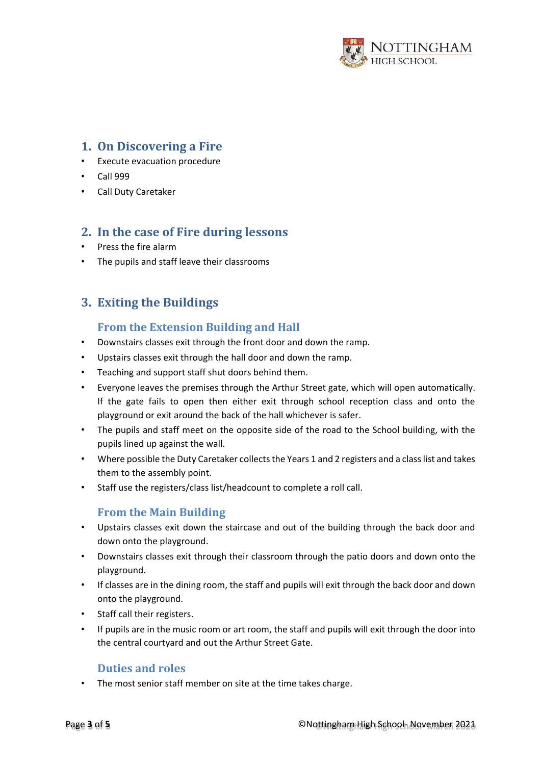## 1. On Discovering a Fire

- Execute evacuation procedure
- Call 999
- Call Duty Caretaker

## 2. In the case of Fire during lessons

- Press the fire alarm
- The pupils and staff leave their classrooms

## 3. Exiting the Buildings

### From the Extension Building and Hall

- Downstairs classes exit through the front door and down the ramp.
- Upstairs classes exit through the hall door and down the ramp.
- Teaching and support staff shut doors behind them.
- Everyone leaves the premises through the Arthur Street gate, which will open automatically. If the gate fails to open then either exit through school reception class and onto the playground or exit around the back of the hall whichever is safer.
- The pupils and staff meet on the opposite side of the road to the School building, with the pupils lined up against the wall.
- Where possible the Duty Caretaker collects the Years 1 and 2 registers and a class list and takes them to the assembly point.
- Staff use the registers/class list/headcount to complete a roll call.

### From the Main Building

- Upstairs classes exit down the staircase and out of the building through the back door and down onto the playground.
- Downstairs classes exit through their classroom through the patio doors and down onto the playground.
- If classes are in the dining room, the staff and pupils will exit through the back door and down onto the playground.
- Staff call their registers.
- If pupils are in the music room or art room, the staff and pupils will exit through the door into the central courtyard and out the Arthur Street Gate.

### Duties and roles

- The most senior staff member on site at the time takes charge.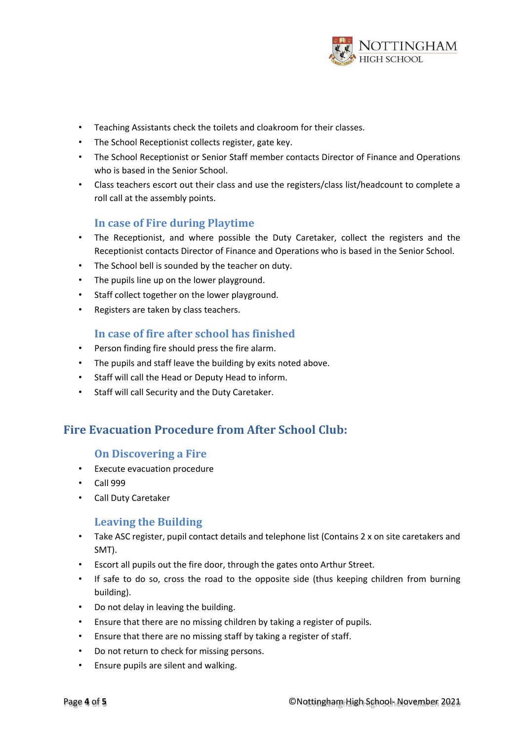- Teaching Assistants check the toilets and cloakroom for their classes.
- The School Receptionist collects register, gate key.
- The School Receptionist or Senior Staff member contacts Director of Finance and Operations who is based in the Senior School.
- Class teachers escort out their class and use the registers/class list/headcount to complete a roll call at the assembly points.

### In case of Fire during Playtime

- The Receptionist, and where possible the Duty Caretaker, collect the registers and the Receptionist contacts Director of Finance and Operations who is based in the Senior School.
- The School bell is sounded by the teacher on duty.
- The pupils line up on the lower playground.
- Staff collect together on the lower playground.
- Registers are taken by class teachers.

### In case of fire after school has finished

- Person finding fire should press the fire alarm.
- The pupils and staff leave the building by exits noted above.
- Staff will call the Head or Deputy Head to inform.
- Staff will call Security and the Duty Caretaker.

## Fire Evacuation Procedure from After School Club:

### On Discovering a Fire

- Execute evacuation procedure
- Call 999
- Call Duty Caretaker

### Leaving the Building

- Take ASC register, pupil contact details and telephone list (Contains 2 x on site caretakers and SMT).
- Escort all pupils out the fire door, through the gates onto Arthur Street.
- If safe to do so, cross the road to the opposite side (thus keeping children from burning building).
- Do not delay in leaving the building.
- Ensure that there are no missing children by taking a register of pupils.
- Ensure that there are no missing staff by taking a register of staff.
- Do not return to check for missing persons.
- Ensure pupils are silent and walking.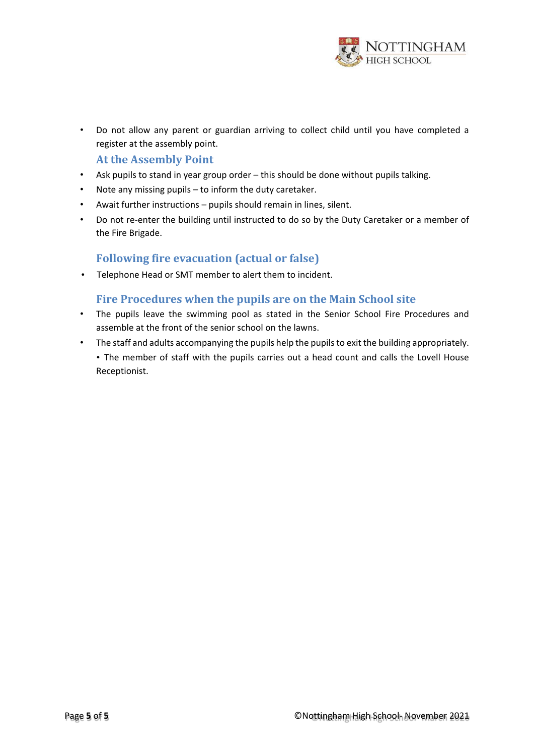- Do not allow any parent or guardian arriving to collect child until you have completed a register at the assembly point.

## At the Assembly Point

- Ask pupils to stand in year group order – this should be done without pupils talking.
- Note any missing pupils – to inform the duty caretaker.
- Await further instructions – pupils should remain in lines, silent.
- Do not re-enter the building until instructed to do so by the Duty Caretaker or a member of the Fire Brigade.

## Following fire evacuation (actual or false)

- Telephone Head or SMT member to alert them to incident.

## Fire Procedures when the pupils are on the Main School site

- The pupils leave the swimming pool as stated in the Senior School Fire Procedures and assemble at the front of the senior school on the lawns.
- The staff and adults accompanying the pupils help the pupils to exit the building appropriately. • The member of staff with the pupils carries out a head count and calls the Lovell House Receptionist.